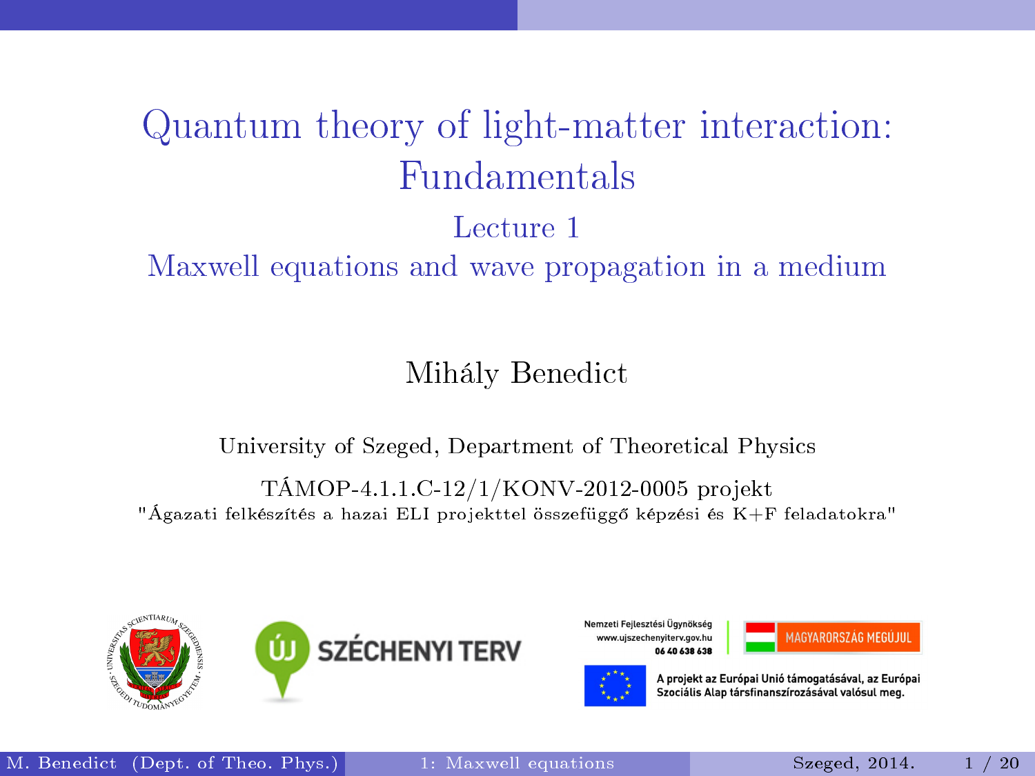# Quantum theory of light-matter interaction: Fundamentals

## Lecture 1

## Maxwell equations and wave propagation in a medium

Mihály Benedict

University of Szeged, Department of Theoretical Physics

TÁMOP-4.1.1.C-12/1/KONV-2012-0005 projekt

"Ágazati felkészítés a hazai ELI projekttel összefüggő képzési és K+F feladatokra"

Nemzeti Fejlesztési Ügynökség
www.ujszechenyiterv.gov.hu
06 40 638 638

ÚJ SZÉCHENYI TERV

MAGYARORSZÁG MEGÚJUL

A projekt az Európai Unió támogatásával, az Európai Szociális Alap társfinanszírozásával valósul meg.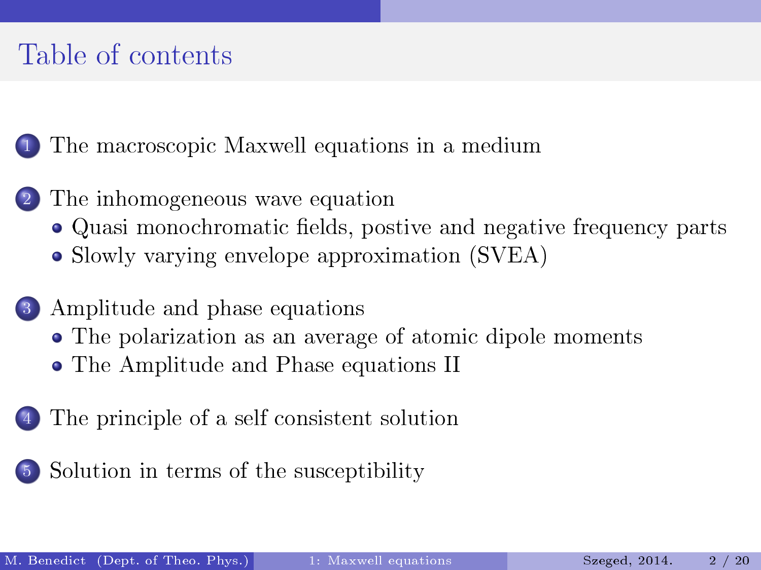# Table of contents

1. The macroscopic Maxwell equations in a medium
2. The inhomogeneous wave equation
   - Quasi monochromatic fields, postive and negative frequency parts
   - Slowly varying envelope approximation (SVEA)
3. Amplitude and phase equations
   - The polarization as an average of atomic dipole moments
   - The Amplitude and Phase equations II
4. The principle of a self consistent solution
5. Solution in terms of the susceptibility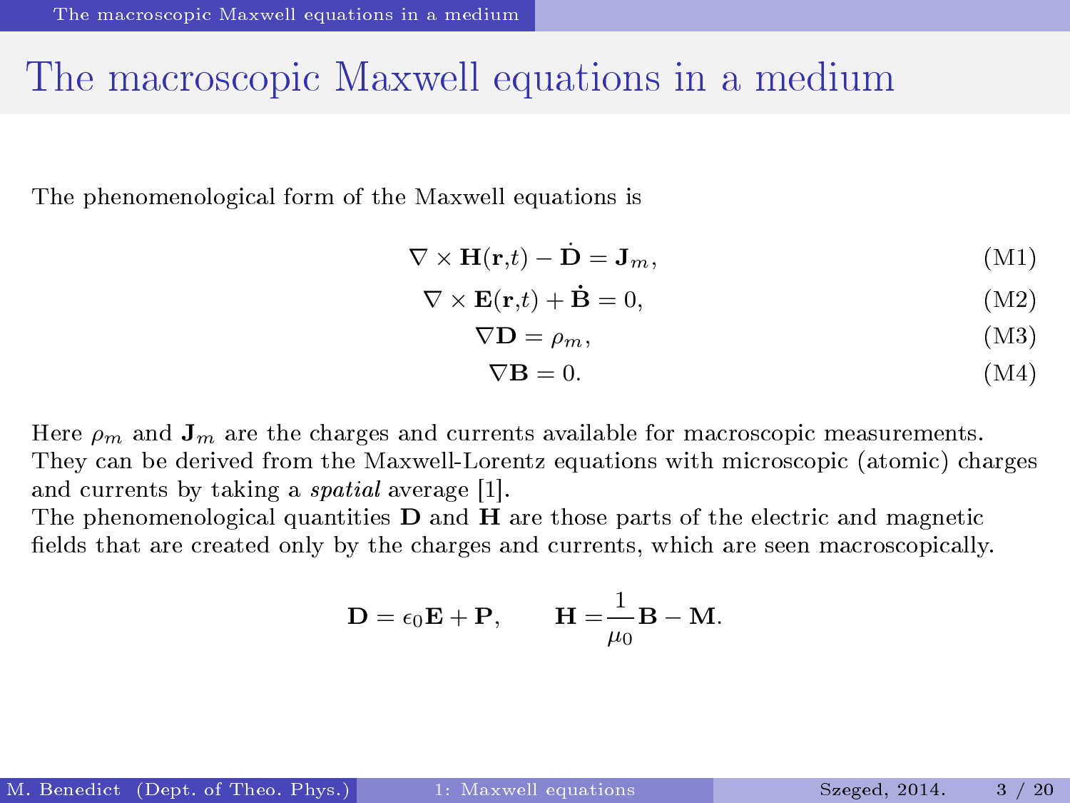# The macroscopic Maxwell equations in a medium

The phenomenological form of the Maxwell equations is

$$\nabla \times \mathbf{H}(\mathbf{r},t) - \dot{\mathbf{D}} = \mathbf{J}_m, \tag{M1}$$

$$\nabla \times \mathbf{E}(\mathbf{r},t) + \dot{\mathbf{B}} = 0, \tag{M2}$$

$$\nabla \mathbf{D} = \rho_m, \tag{M3}$$

$$\nabla \mathbf{B} = 0. \tag{M4}$$

Here $\rho_m$ and $\mathbf{J}_m$ are the charges and currents available for macroscopic measurements. They can be derived from the Maxwell-Lorentz equations with microscopic (atomic) charges and currents by taking a *spatial* average [1].
The phenomenological quantities $\mathbf{D}$ and $\mathbf{H}$ are those parts of the electric and magnetic fields that are created only by the charges and currents, which are seen macroscopically.

$$\mathbf{D} = \epsilon_0 \mathbf{E} + \mathbf{P}, \qquad \mathbf{H} = \frac{1}{\mu_0}\mathbf{B} - \mathbf{M}.$$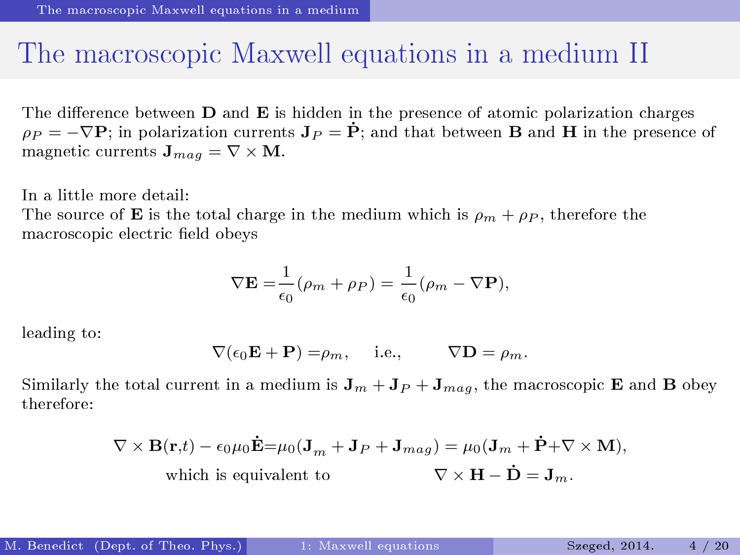# The macroscopic Maxwell equations in a medium II

The difference between **D** and **E** is hidden in the presence of atomic polarization charges $\rho_P = -\nabla \mathbf{P}$; in polarization currents $\mathbf{J}_P = \dot{\mathbf{P}}$; and that between **B** and **H** in the presence of magnetic currents $\mathbf{J}_{mag} = \nabla \times \mathbf{M}$.

In a little more detail:
The source of **E** is the total charge in the medium which is $\rho_m + \rho_P$, therefore the macroscopic electric field obeys

$$\nabla \mathbf{E} = \frac{1}{\epsilon_0}(\rho_m + \rho_P) = \frac{1}{\epsilon_0}(\rho_m - \nabla \mathbf{P}),$$

leading to:

$$\nabla(\epsilon_0 \mathbf{E} + \mathbf{P}) = \rho_m, \quad \text{i.e.,} \quad \nabla \mathbf{D} = \rho_m.$$

Similarly the total current in a medium is $\mathbf{J}_m + \mathbf{J}_P + \mathbf{J}_{mag}$, the macroscopic **E** and **B** obey therefore:

$$\nabla \times \mathbf{B}(\mathbf{r},t) - \epsilon_0 \mu_0 \dot{\mathbf{E}} = \mu_0(\mathbf{J}_m + \mathbf{J}_P + \mathbf{J}_{mag}) = \mu_0(\mathbf{J}_m + \dot{\mathbf{P}} + \nabla \times \mathbf{M}),$$

which is equivalent to

$$\nabla \times \mathbf{H} - \dot{\mathbf{D}} = \mathbf{J}_m.$$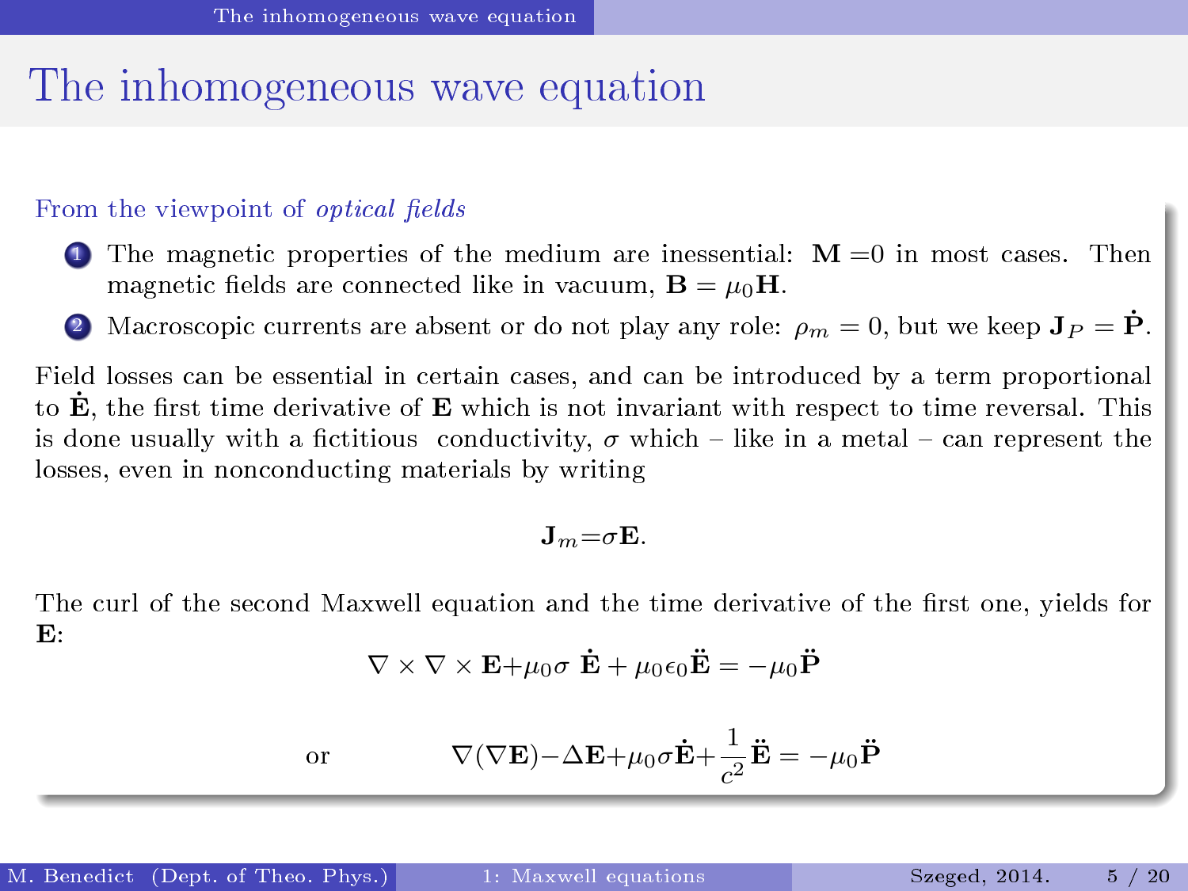# The inhomogeneous wave equation

From the viewpoint of *optical fields*

1. The magnetic properties of the medium are inessential: $\mathbf{M}=0$ in most cases. Then magnetic fields are connected like in vacuum, $\mathbf{B}=\mu_0\mathbf{H}$.
2. Macroscopic currents are absent or do not play any role: $\rho_m=0$, but we keep $\mathbf{J}_P=\dot{\mathbf{P}}$.

Field losses can be essential in certain cases, and can be introduced by a term proportional to $\dot{\mathbf{E}}$, the first time derivative of $\mathbf{E}$ which is not invariant with respect to time reversal. This is done usually with a fictitious conductivity, $\sigma$ which – like in a metal – can represent the losses, even in nonconducting materials by writing

$$\mathbf{J}_m=\sigma\mathbf{E}.$$

The curl of the second Maxwell equation and the time derivative of the first one, yields for $\mathbf{E}$:

$$\nabla\times\nabla\times\mathbf{E}+\mu_0\sigma\,\dot{\mathbf{E}}+\mu_0\epsilon_0\ddot{\mathbf{E}}=-\mu_0\ddot{\mathbf{P}}$$

or

$$\nabla(\nabla\mathbf{E})-\Delta\mathbf{E}+\mu_0\sigma\dot{\mathbf{E}}+\frac{1}{c^2}\ddot{\mathbf{E}}=-\mu_0\ddot{\mathbf{P}}$$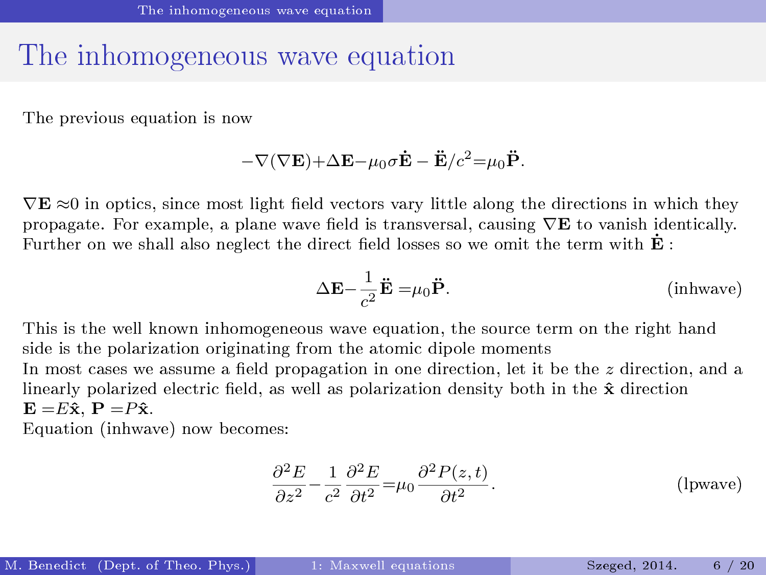# The inhomogeneous wave equation

The previous equation is now

$$-\nabla(\nabla \mathbf{E}) + \Delta \mathbf{E} - \mu_0 \sigma \dot{\mathbf{E}} - \ddot{\mathbf{E}}/c^2 = \mu_0 \ddot{\mathbf{P}}.$$

$\nabla \mathbf{E} \approx 0$ in optics, since most light field vectors vary little along the directions in which they propagate. For example, a plane wave field is transversal, causing $\nabla \mathbf{E}$ to vanish identically. Further on we shall also neglect the direct field losses so we omit the term with $\dot{\mathbf{E}}$ :

$$\Delta \mathbf{E} - \frac{1}{c^2} \ddot{\mathbf{E}} = \mu_0 \ddot{\mathbf{P}}. \tag{inhwave}$$

This is the well known inhomogeneous wave equation, the source term on the right hand side is the polarization originating from the atomic dipole moments
In most cases we assume a field propagation in one direction, let it be the $z$ direction, and a linearly polarized electric field, as well as polarization density both in the $\hat{\mathbf{x}}$ direction
$\mathbf{E} = E\hat{\mathbf{x}}$, $\mathbf{P} = P\hat{\mathbf{x}}$.
Equation (inhwave) now becomes:

$$\frac{\partial^2 E}{\partial z^2} - \frac{1}{c^2} \frac{\partial^2 E}{\partial t^2} = \mu_0 \frac{\partial^2 P(z,t)}{\partial t^2}. \tag{lpwave}$$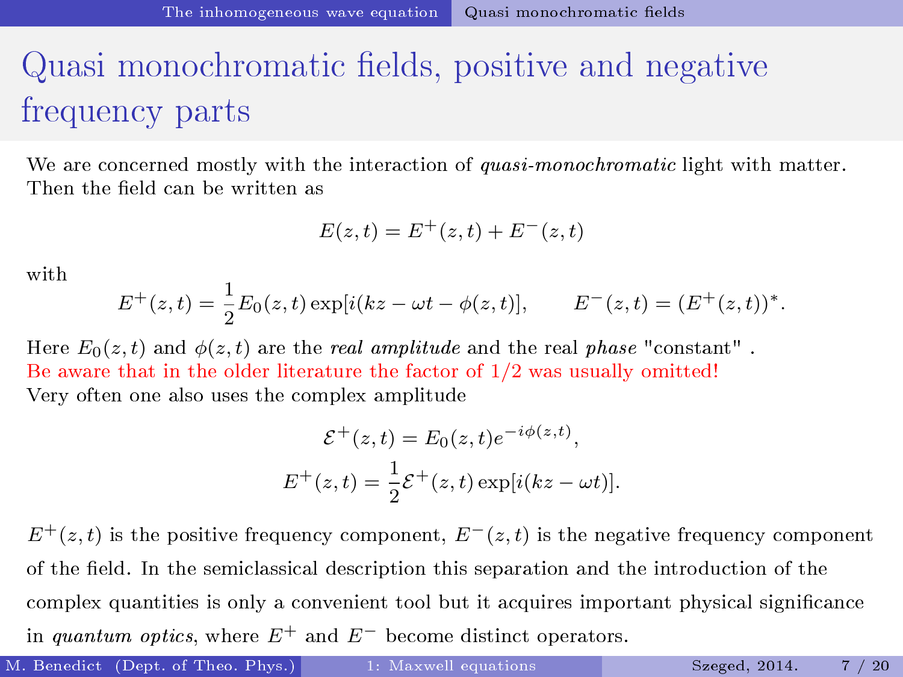# Quasi monochromatic fields, positive and negative frequency parts

We are concerned mostly with the interaction of *quasi-monochromatic* light with matter. Then the field can be written as

$$E(z,t) = E^+(z,t) + E^-(z,t)$$

with

$$E^+(z,t) = \frac{1}{2}E_0(z,t)\exp[i(kz - \omega t - \phi(z,t)], \qquad E^-(z,t) = (E^+(z,t))^*.$$

Here $E_0(z,t)$ and $\phi(z,t)$ are the *real amplitude* and the real *phase* "constant" .
Be aware that in the older literature the factor of 1/2 was usually omitted!
Very often one also uses the complex amplitude

$$\mathcal{E}^+(z,t) = E_0(z,t)e^{-i\phi(z,t)},$$

$$E^+(z,t) = \frac{1}{2}\mathcal{E}^+(z,t)\exp[i(kz - \omega t)].$$

$E^+(z,t)$ is the positive frequency component, $E^-(z,t)$ is the negative frequency component of the field. In the semiclassical description this separation and the introduction of the complex quantities is only a convenient tool but it acquires important physical significance in *quantum optics*, where $E^+$ and $E^-$ become distinct operators.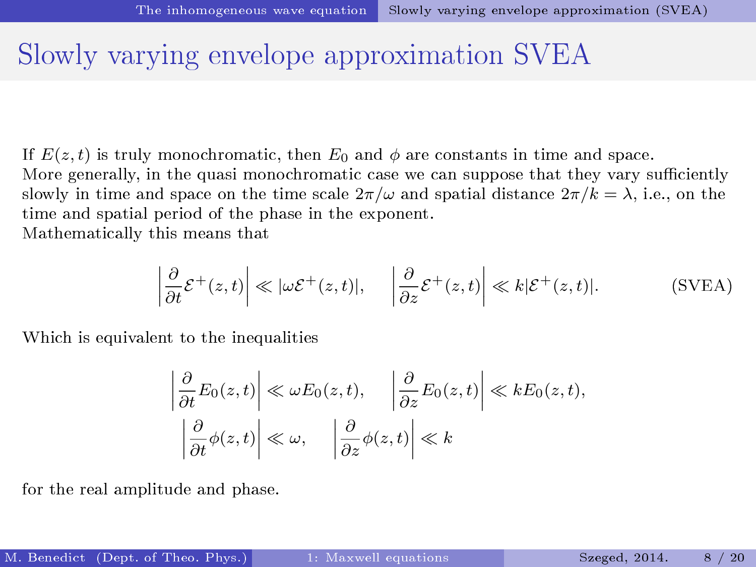# Slowly varying envelope approximation SVEA

If $E(z,t)$ is truly monochromatic, then $E_0$ and $\phi$ are constants in time and space.
More generally, in the quasi monochromatic case we can suppose that they vary sufficiently slowly in time and space on the time scale $2\pi/\omega$ and spatial distance $2\pi/k = \lambda$, i.e., on the time and spatial period of the phase in the exponent.
Mathematically this means that

$$\left|\frac{\partial}{\partial t}\mathcal{E}^+(z,t)\right| \ll |\omega \mathcal{E}^+(z,t)|, \qquad \left|\frac{\partial}{\partial z}\mathcal{E}^+(z,t)\right| \ll k|\mathcal{E}^+(z,t)|. \qquad \text{(SVEA)}$$

Which is equivalent to the inequalities

$$\left|\frac{\partial}{\partial t}E_0(z,t)\right| \ll \omega E_0(z,t), \qquad \left|\frac{\partial}{\partial z}E_0(z,t)\right| \ll k E_0(z,t),$$

$$\left|\frac{\partial}{\partial t}\phi(z,t)\right| \ll \omega, \qquad \left|\frac{\partial}{\partial z}\phi(z,t)\right| \ll k$$

for the real amplitude and phase.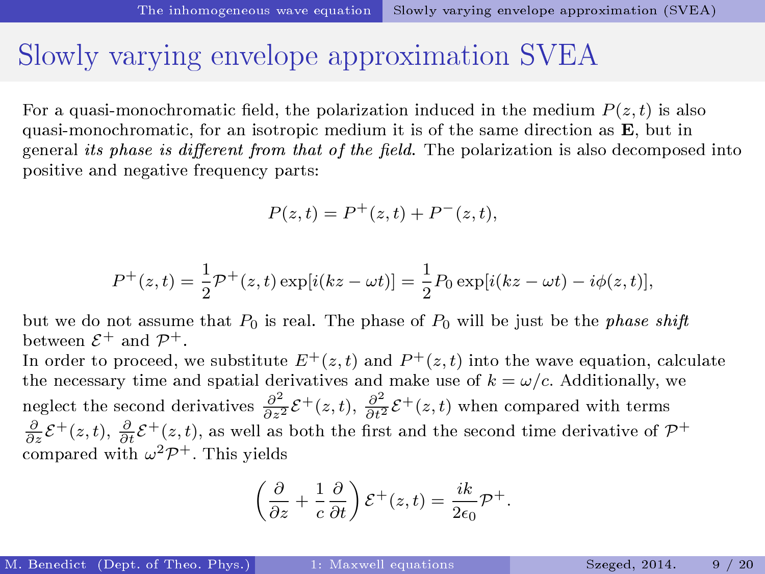# Slowly varying envelope approximation SVEA

For a quasi-monochromatic field, the polarization induced in the medium $P(z,t)$ is also quasi-monochromatic, for an isotropic medium it is of the same direction as $\mathbf{E}$, but in general *its phase is different from that of the field*. The polarization is also decomposed into positive and negative frequency parts:

$$P(z,t) = P^{+}(z,t) + P^{-}(z,t),$$

$$P^{+}(z,t) = \frac{1}{2}\mathcal{P}^{+}(z,t)\exp[i(kz-\omega t)] = \frac{1}{2}P_0 \exp[i(kz-\omega t) - i\phi(z,t)],$$

but we do not assume that $P_0$ is real. The phase of $P_0$ will be just be the *phase shift* between $\mathcal{E}^{+}$ and $\mathcal{P}^{+}$.
In order to proceed, we substitute $E^{+}(z,t)$ and $P^{+}(z,t)$ into the wave equation, calculate the necessary time and spatial derivatives and make use of $k = \omega/c$. Additionally, we neglect the second derivatives $\frac{\partial^2}{\partial z^2}\mathcal{E}^{+}(z,t)$, $\frac{\partial^2}{\partial t^2}\mathcal{E}^{+}(z,t)$ when compared with terms $\frac{\partial}{\partial z}\mathcal{E}^{+}(z,t)$, $\frac{\partial}{\partial t}\mathcal{E}^{+}(z,t)$, as well as both the first and the second time derivative of $\mathcal{P}^{+}$ compared with $\omega^2\mathcal{P}^{+}$. This yields

$$\left(\frac{\partial}{\partial z} + \frac{1}{c}\frac{\partial}{\partial t}\right)\mathcal{E}^{+}(z,t) = \frac{ik}{2\epsilon_0}\mathcal{P}^{+}.$$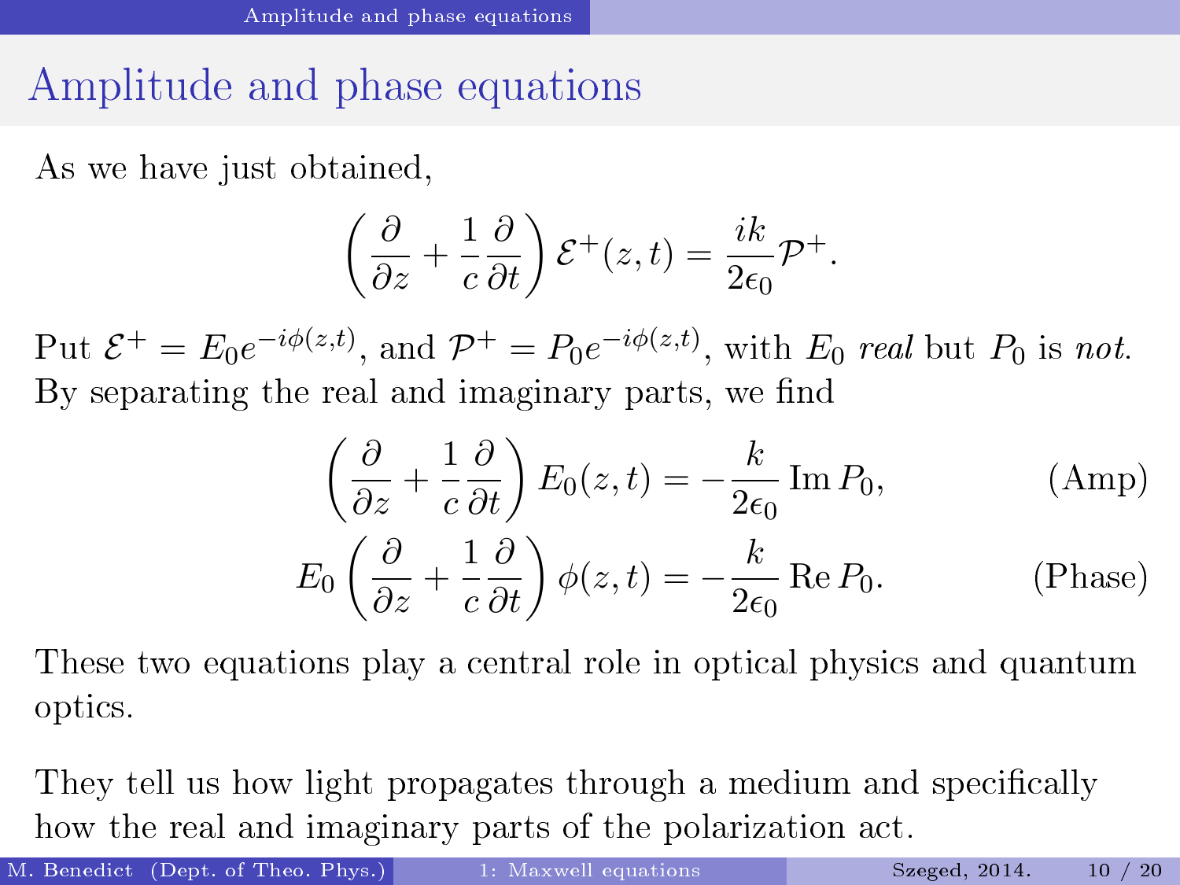# Amplitude and phase equations

As we have just obtained,

$$\left(\frac{\partial}{\partial z} + \frac{1}{c}\frac{\partial}{\partial t}\right)\mathcal{E}^+(z,t) = \frac{ik}{2\epsilon_0}\mathcal{P}^+.$$

Put $\mathcal{E}^+ = E_0 e^{-i\phi(z,t)}$, and $\mathcal{P}^+ = P_0 e^{-i\phi(z,t)}$, with $E_0$ *real* but $P_0$ is *not*. By separating the real and imaginary parts, we find

$$\left(\frac{\partial}{\partial z} + \frac{1}{c}\frac{\partial}{\partial t}\right)E_0(z,t) = -\frac{k}{2\epsilon_0}\operatorname{Im} P_0, \tag{Amp}$$

$$E_0\left(\frac{\partial}{\partial z} + \frac{1}{c}\frac{\partial}{\partial t}\right)\phi(z,t) = -\frac{k}{2\epsilon_0}\operatorname{Re} P_0. \tag{Phase}$$

These two equations play a central role in optical physics and quantum optics.

They tell us how light propagates through a medium and specifically how the real and imaginary parts of the polarization act.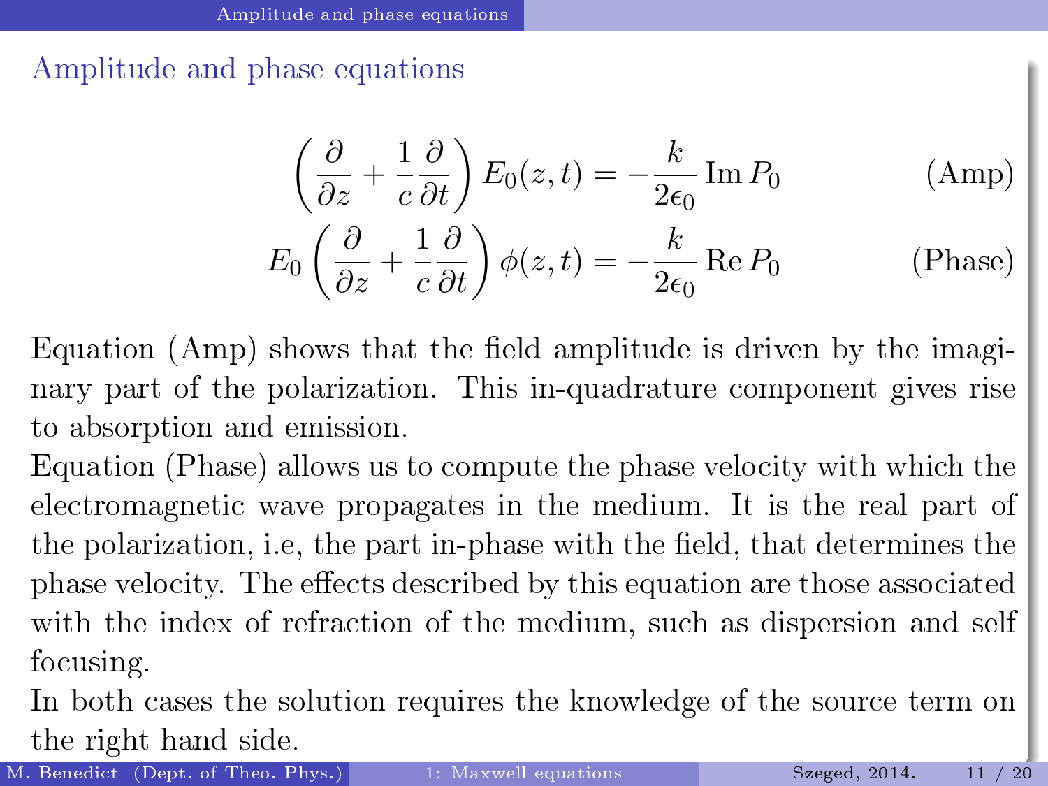## Amplitude and phase equations

$$\left(\frac{\partial}{\partial z} + \frac{1}{c}\frac{\partial}{\partial t}\right) E_0(z,t) = -\frac{k}{2\epsilon_0}\,\mathrm{Im}\,P_0 \tag{Amp}$$

$$E_0\left(\frac{\partial}{\partial z} + \frac{1}{c}\frac{\partial}{\partial t}\right) \phi(z,t) = -\frac{k}{2\epsilon_0}\,\mathrm{Re}\,P_0 \tag{Phase}$$

Equation (Amp) shows that the field amplitude is driven by the imaginary part of the polarization. This in-quadrature component gives rise to absorption and emission.

Equation (Phase) allows us to compute the phase velocity with which the electromagnetic wave propagates in the medium. It is the real part of the polarization, i.e, the part in-phase with the field, that determines the phase velocity. The effects described by this equation are those associated with the index of refraction of the medium, such as dispersion and self focusing.

In both cases the solution requires the knowledge of the source term on the right hand side.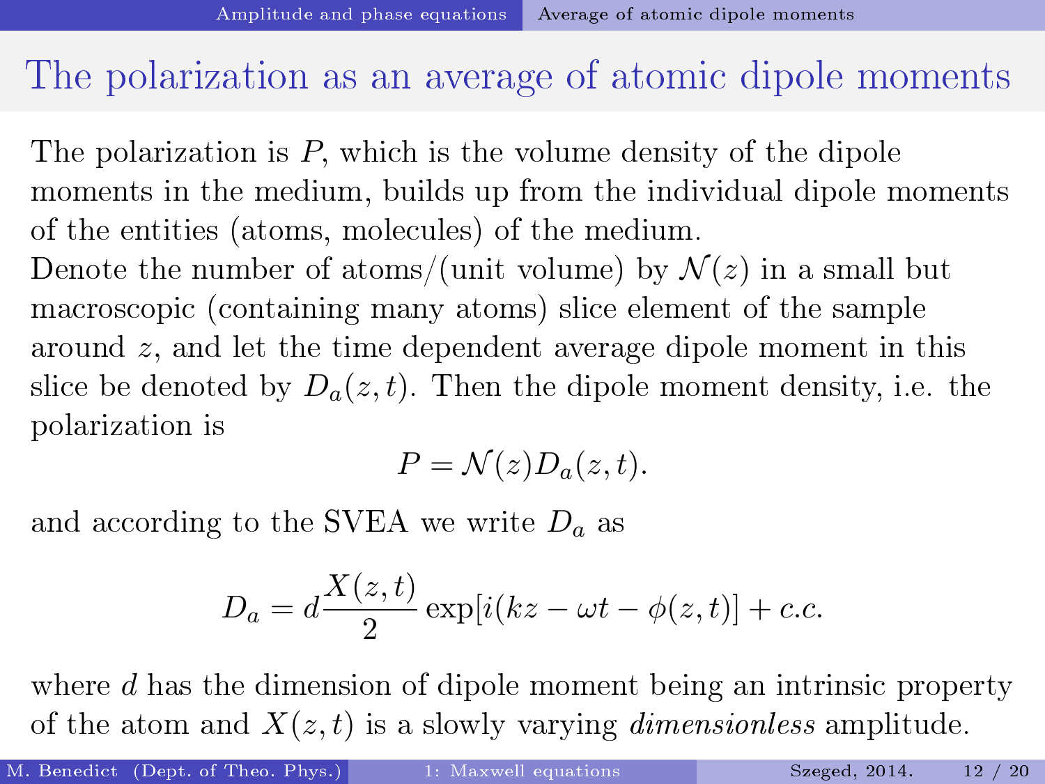# The polarization as an average of atomic dipole moments

The polarization is $P$, which is the volume density of the dipole moments in the medium, builds up from the individual dipole moments of the entities (atoms, molecules) of the medium.
Denote the number of atoms/(unit volume) by $\mathcal{N}(z)$ in a small but macroscopic (containing many atoms) slice element of the sample around $z$, and let the time dependent average dipole moment in this slice be denoted by $D_a(z,t)$. Then the dipole moment density, i.e. the polarization is

$$P = \mathcal{N}(z) D_a(z,t).$$

and according to the SVEA we write $D_a$ as

$$D_a = d\frac{X(z,t)}{2}\exp[i(kz - \omega t - \phi(z,t)] + c.c.$$

where $d$ has the dimension of dipole moment being an intrinsic property of the atom and $X(z,t)$ is a slowly varying *dimensionless* amplitude.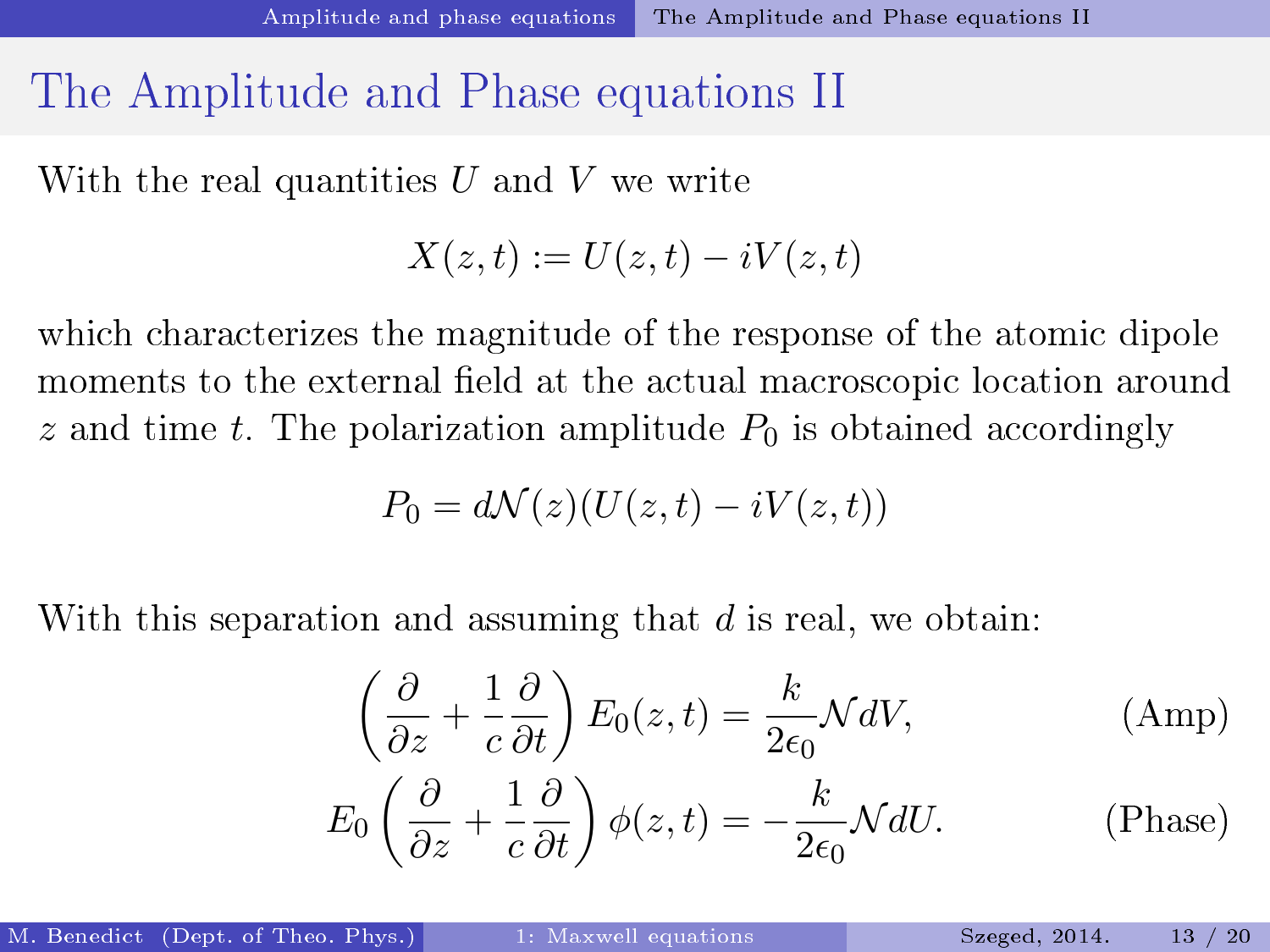# The Amplitude and Phase equations II

With the real quantities $U$ and $V$ we write

$$X(z,t) := U(z,t) - iV(z,t)$$

which characterizes the magnitude of the response of the atomic dipole moments to the external field at the actual macroscopic location around $z$ and time $t$. The polarization amplitude $P_0$ is obtained accordingly

$$P_0 = d\mathcal{N}(z)(U(z,t) - iV(z,t))$$

With this separation and assuming that $d$ is real, we obtain:

$$\left(\frac{\partial}{\partial z} + \frac{1}{c}\frac{\partial}{\partial t}\right) E_0(z,t) = \frac{k}{2\epsilon_0}\mathcal{N} dV, \qquad \text{(Amp)}$$

$$E_0 \left(\frac{\partial}{\partial z} + \frac{1}{c}\frac{\partial}{\partial t}\right) \phi(z,t) = -\frac{k}{2\epsilon_0}\mathcal{N} dU. \qquad \text{(Phase)}$$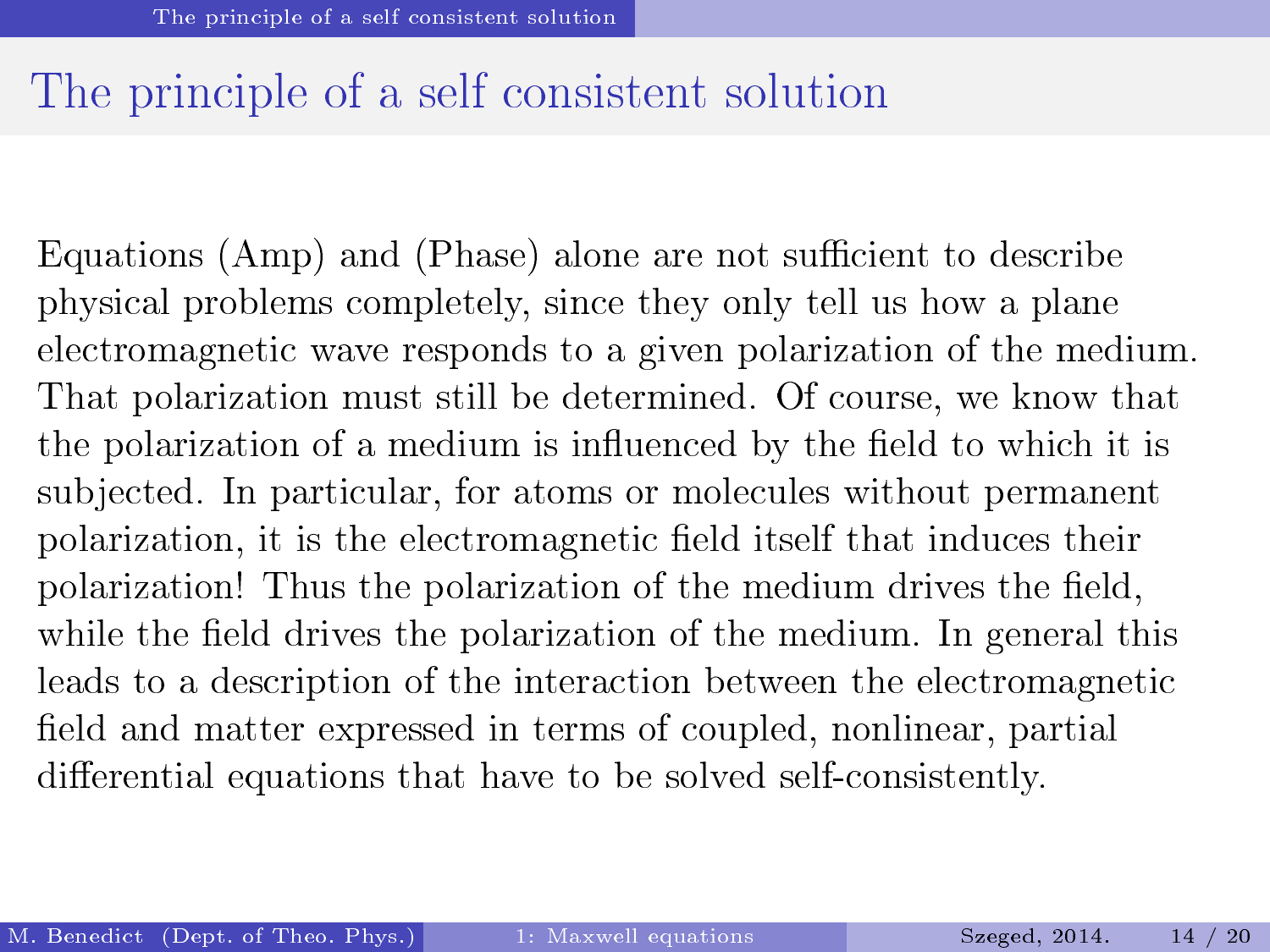# The principle of a self consistent solution

Equations (Amp) and (Phase) alone are not sufficient to describe physical problems completely, since they only tell us how a plane electromagnetic wave responds to a given polarization of the medium. That polarization must still be determined. Of course, we know that the polarization of a medium is influenced by the field to which it is subjected. In particular, for atoms or molecules without permanent polarization, it is the electromagnetic field itself that induces their polarization! Thus the polarization of the medium drives the field, while the field drives the polarization of the medium. In general this leads to a description of the interaction between the electromagnetic field and matter expressed in terms of coupled, nonlinear, partial differential equations that have to be solved self-consistently.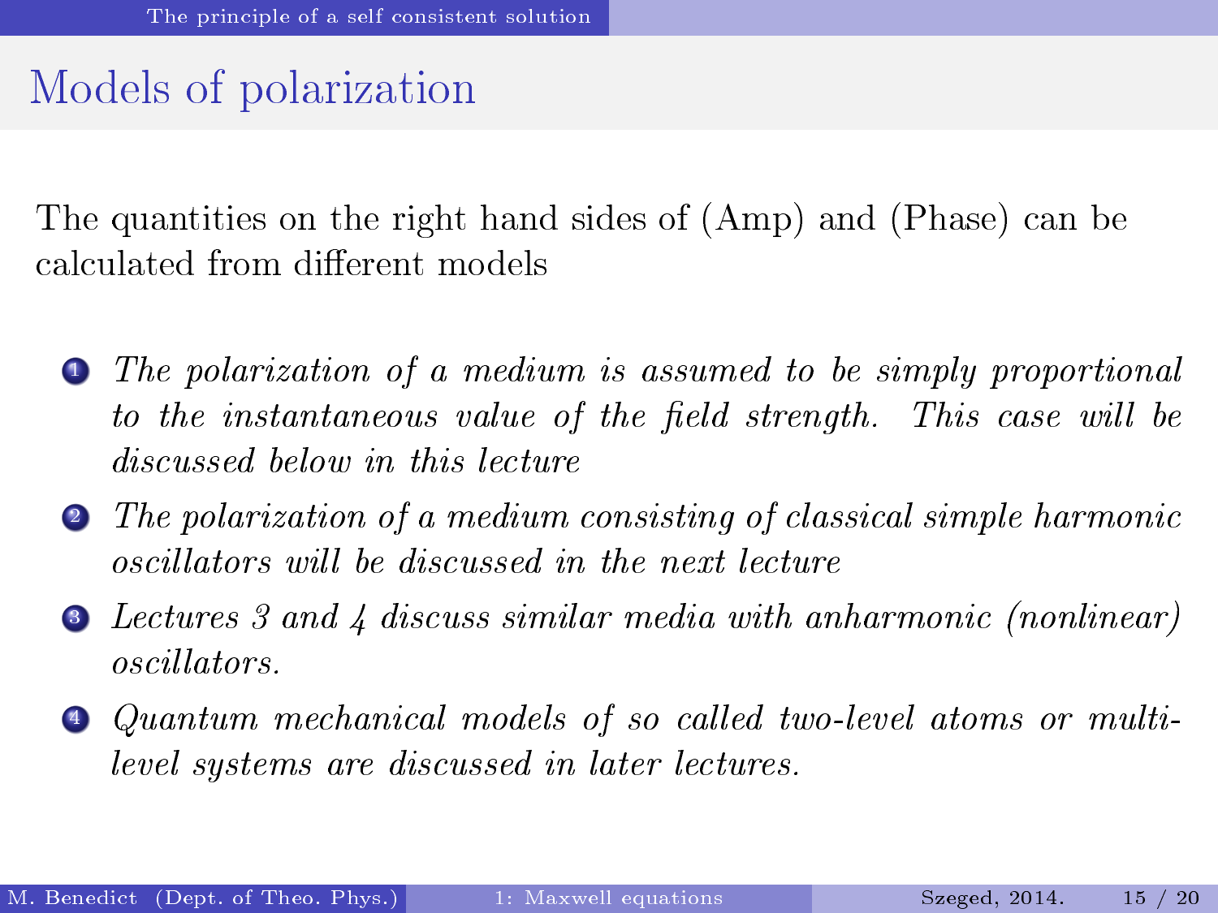# Models of polarization

The quantities on the right hand sides of (Amp) and (Phase) can be calculated from different models

1. *The polarization of a medium is assumed to be simply proportional to the instantaneous value of the field strength. This case will be discussed below in this lecture*
2. *The polarization of a medium consisting of classical simple harmonic oscillators will be discussed in the next lecture*
3. *Lectures 3 and 4 discuss similar media with anharmonic (nonlinear) oscillators.*
4. *Quantum mechanical models of so called two-level atoms or multi-level systems are discussed in later lectures.*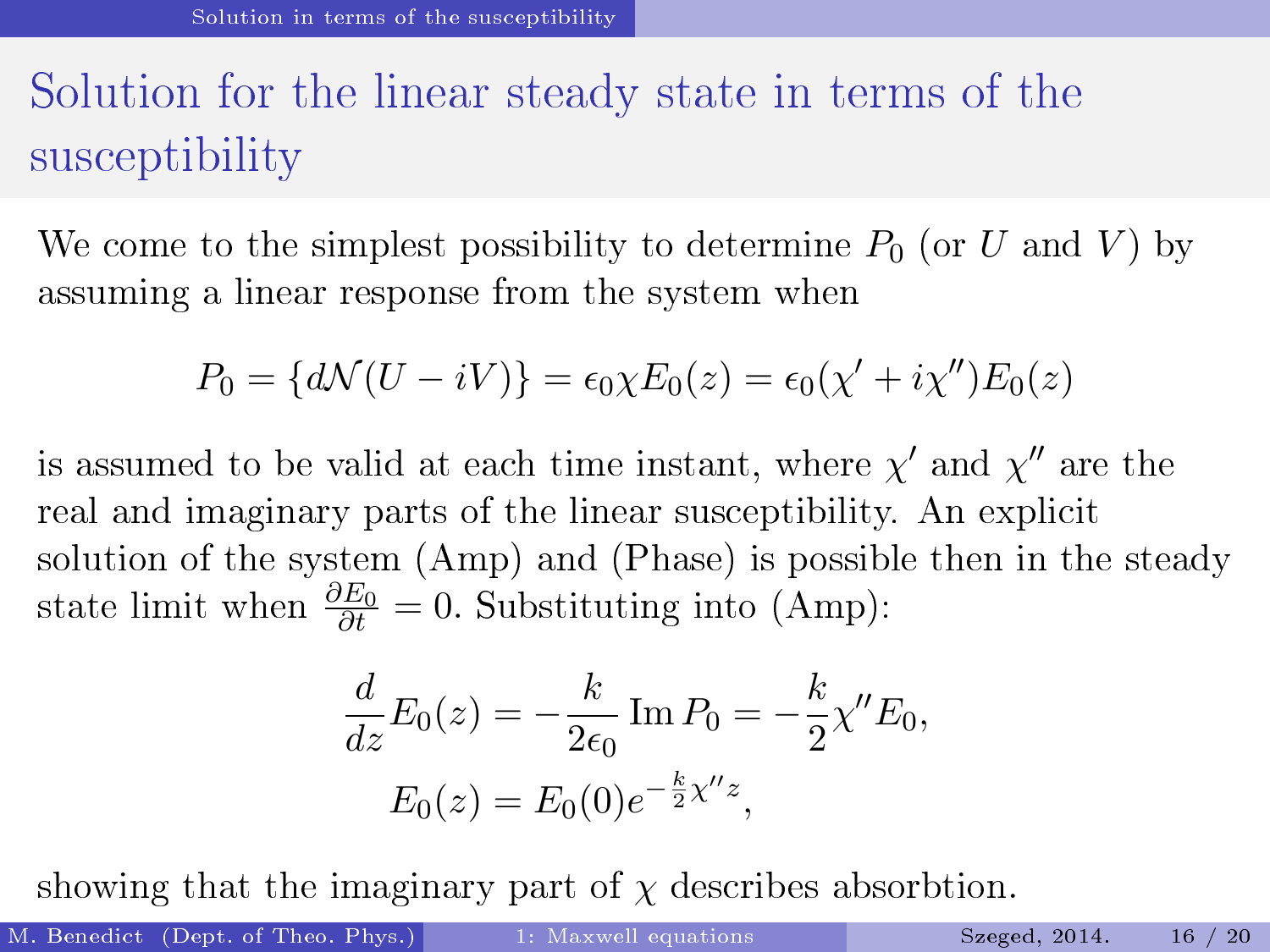# Solution for the linear steady state in terms of the susceptibility

We come to the simplest possibility to determine $P_0$ (or $U$ and $V$) by assuming a linear response from the system when

$$P_0 = \{d\mathcal{N}(U - iV)\} = \epsilon_0 \chi E_0(z) = \epsilon_0(\chi' + i\chi'')E_0(z)$$

is assumed to be valid at each time instant, where $\chi'$ and $\chi''$ are the real and imaginary parts of the linear susceptibility. An explicit solution of the system (Amp) and (Phase) is possible then in the steady state limit when $\frac{\partial E_0}{\partial t} = 0$. Substituting into (Amp):

$$\frac{d}{dz}E_0(z) = -\frac{k}{2\epsilon_0}\operatorname{Im} P_0 = -\frac{k}{2}\chi'' E_0,$$

$$E_0(z) = E_0(0)e^{-\frac{k}{2}\chi'' z},$$

showing that the imaginary part of $\chi$ describes absorbtion.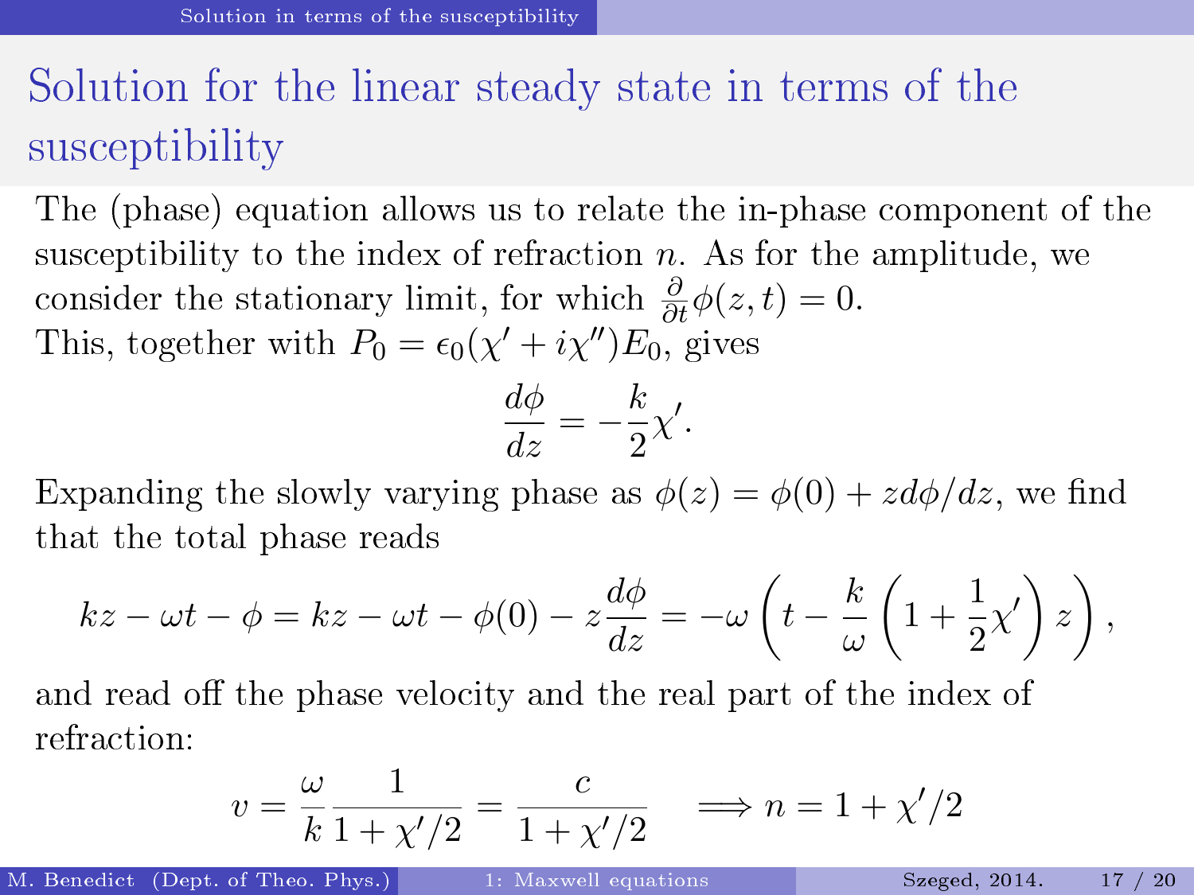# Solution for the linear steady state in terms of the susceptibility

The (phase) equation allows us to relate the in-phase component of the susceptibility to the index of refraction $n$. As for the amplitude, we consider the stationary limit, for which $\frac{\partial}{\partial t}\phi(z,t) = 0$.
This, together with $P_0 = \epsilon_0(\chi' + i\chi'')E_0$, gives

$$\frac{d\phi}{dz} = -\frac{k}{2}\chi'.$$

Expanding the slowly varying phase as $\phi(z) = \phi(0) + z d\phi/dz$, we find that the total phase reads

$$kz - \omega t - \phi = kz - \omega t - \phi(0) - z\frac{d\phi}{dz} = -\omega\left(t - \frac{k}{\omega}\left(1 + \frac{1}{2}\chi'\right)z\right),$$

and read off the phase velocity and the real part of the index of refraction:

$$v = \frac{\omega}{k}\frac{1}{1 + \chi'/2} = \frac{c}{1 + \chi'/2} \quad \Longrightarrow n = 1 + \chi'/2$$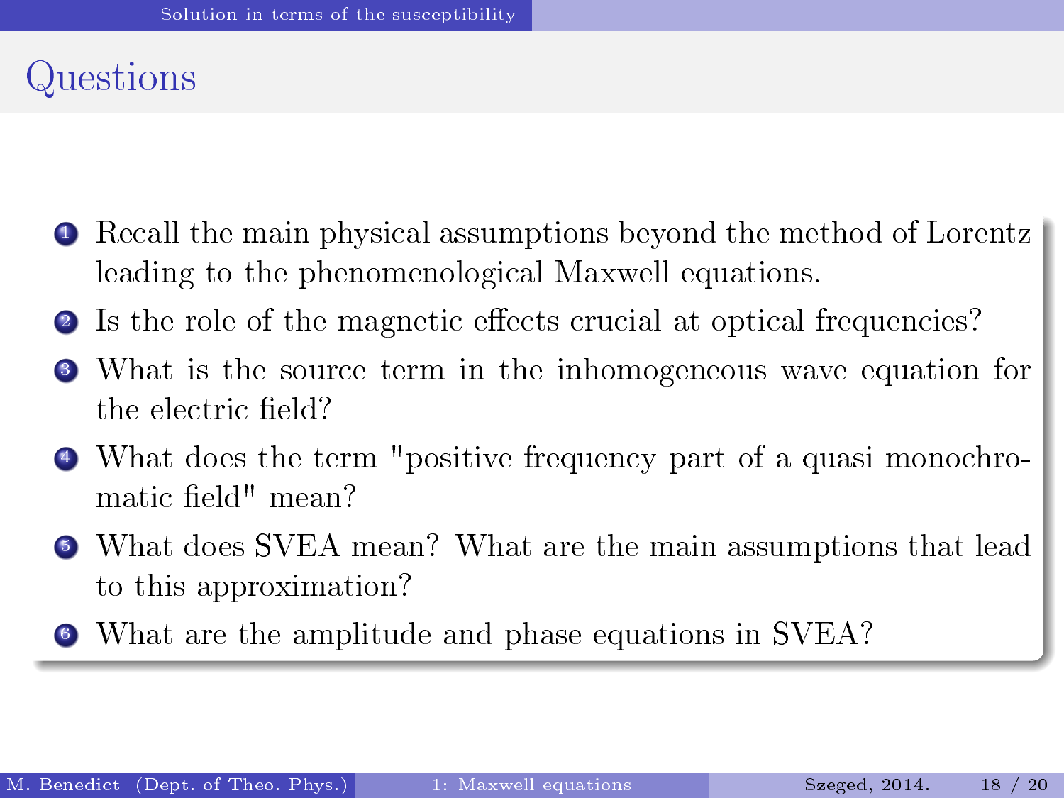# Questions

1. Recall the main physical assumptions beyond the method of Lorentz leading to the phenomenological Maxwell equations.
2. Is the role of the magnetic effects crucial at optical frequencies?
3. What is the source term in the inhomogeneous wave equation for the electric field?
4. What does the term "positive frequency part of a quasi monochromatic field" mean?
5. What does SVEA mean? What are the main assumptions that lead to this approximation?
6. What are the amplitude and phase equations in SVEA?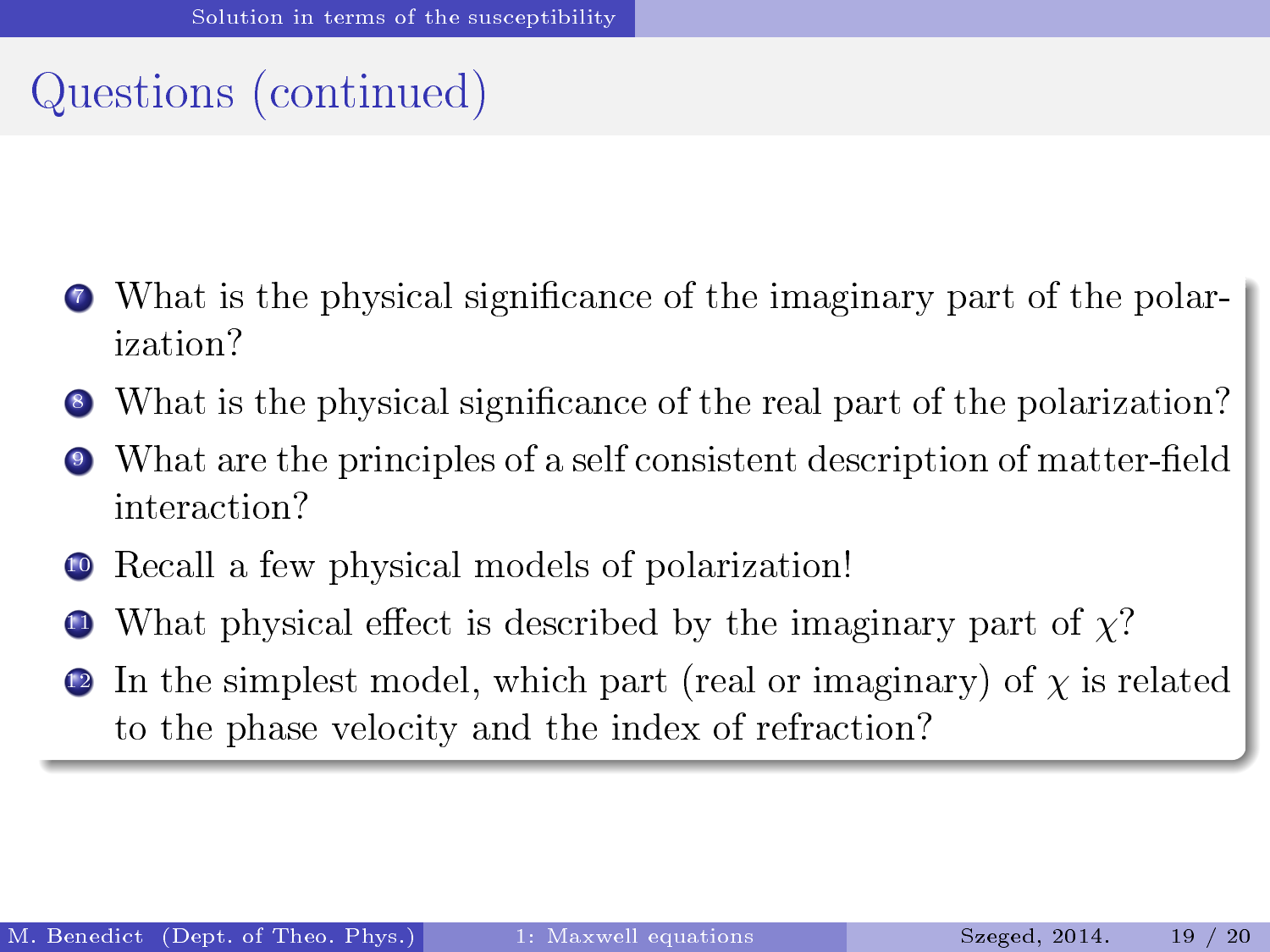# Questions (continued)

7. What is the physical significance of the imaginary part of the polarization?
8. What is the physical significance of the real part of the polarization?
9. What are the principles of a self consistent description of matter-field interaction?
10. Recall a few physical models of polarization!
11. What physical effect is described by the imaginary part of $\chi$?
12. In the simplest model, which part (real or imaginary) of $\chi$ is related to the phase velocity and the index of refraction?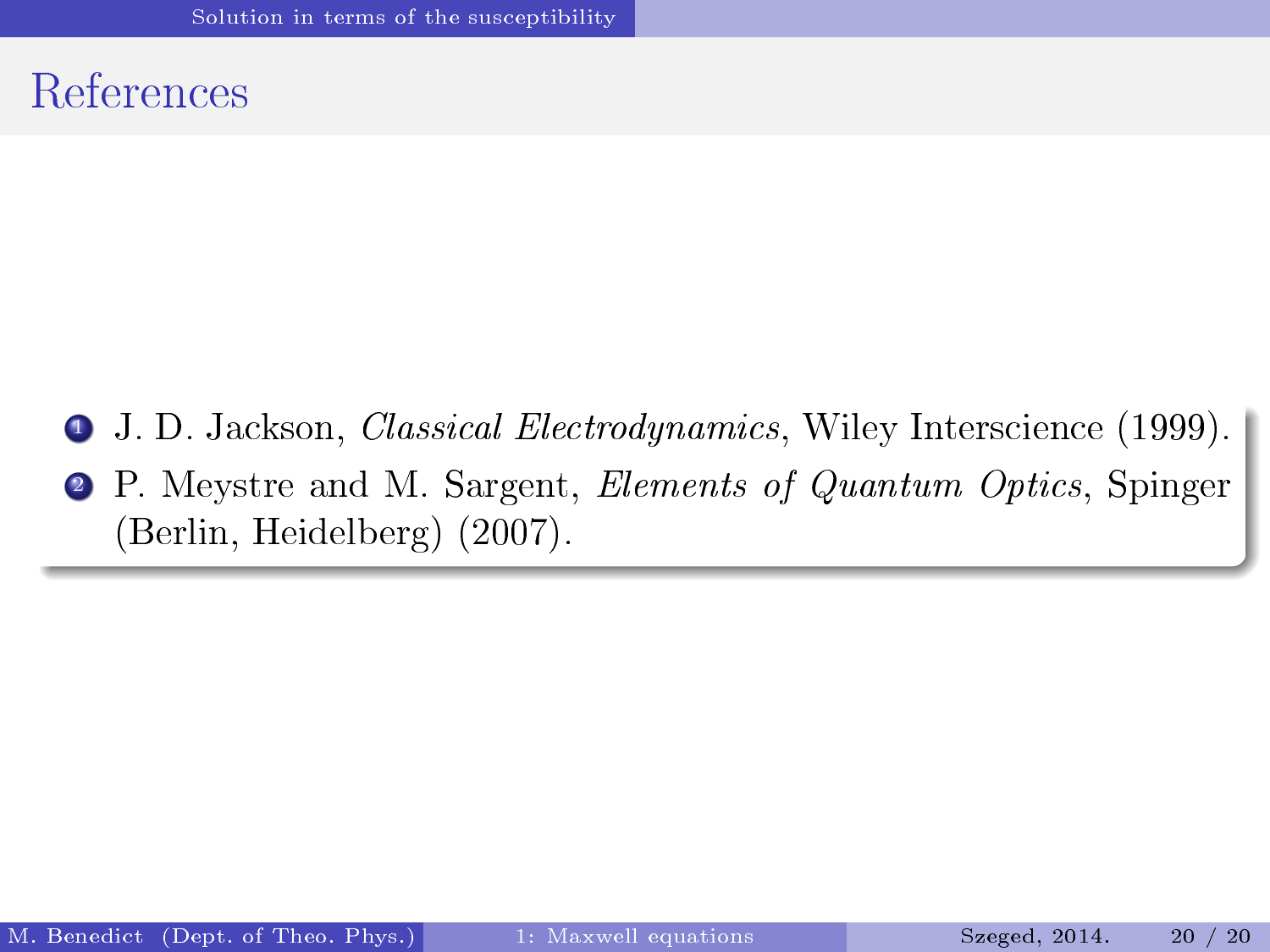# References

1. J. D. Jackson, *Classical Electrodynamics*, Wiley Interscience (1999).
2. P. Meystre and M. Sargent, *Elements of Quantum Optics*, Spinger (Berlin, Heidelberg) (2007).